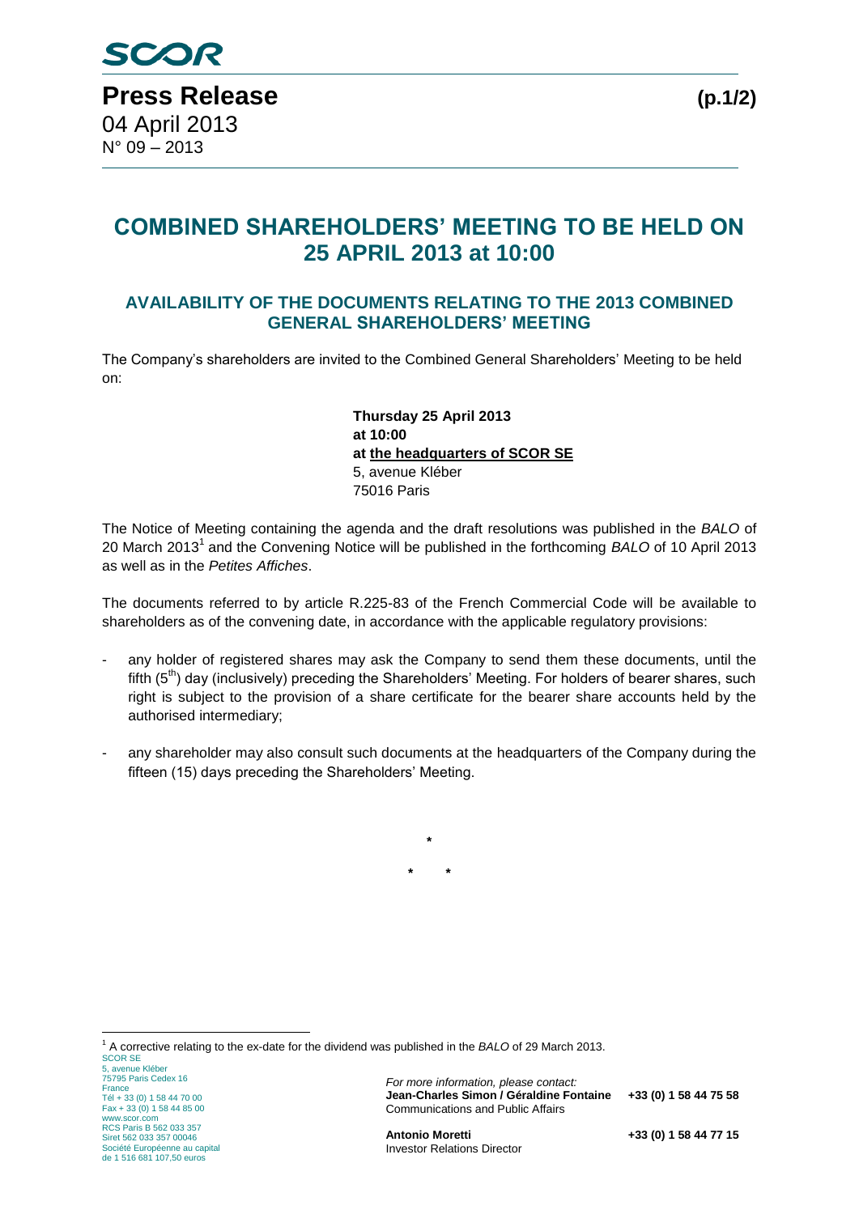SCOR

**Press Release**

04 April 2013
N° 09 – 2013

# COMBINED SHAREHOLDERS' MEETING TO BE HELD ON 25 APRIL 2013 at 10:00

## AVAILABILITY OF THE DOCUMENTS RELATING TO THE 2013 COMBINED GENERAL SHAREHOLDERS' MEETING

The Company's shareholders are invited to the Combined General Shareholders' Meeting to be held on:

**Thursday 25 April 2013**
**at 10:00**
**at the headquarters of SCOR SE**
5, avenue Kléber
75016 Paris

The Notice of Meeting containing the agenda and the draft resolutions was published in the *BALO* of 20 March 2013[1] and the Convening Notice will be published in the forthcoming *BALO* of 10 April 2013 as well as in the *Petites Affiches*.

The documents referred to by article R.225-83 of the French Commercial Code will be available to shareholders as of the convening date, in accordance with the applicable regulatory provisions:

- any holder of registered shares may ask the Company to send them these documents, until the fifth (5th) day (inclusively) preceding the Shareholders' Meeting. For holders of bearer shares, such right is subject to the provision of a share certificate for the bearer share accounts held by the authorised intermediary;
- any shareholder may also consult such documents at the headquarters of the Company during the fifteen (15) days preceding the Shareholders' Meeting.

\*

\* \*

[1] A corrective relating to the ex-date for the dividend was published in the *BALO* of 29 March 2013.

SCOR SE
5, avenue Kléber
75795 Paris Cedex 16
France
Tél + 33 (0) 1 58 44 70 00
Fax + 33 (0) 1 58 44 85 00
www.scor.com
RCS Paris B 562 033 357
Siret 562 033 357 00046
Société Européenne au capital de 1 516 681 107,50 euros

*For more information, please contact:*
**Jean-Charles Simon / Géraldine Fontaine** **+33 (0) 1 58 44 75 58**
Communications and Public Affairs

**Antonio Moretti** **+33 (0) 1 58 44 77 15**
Investor Relations Director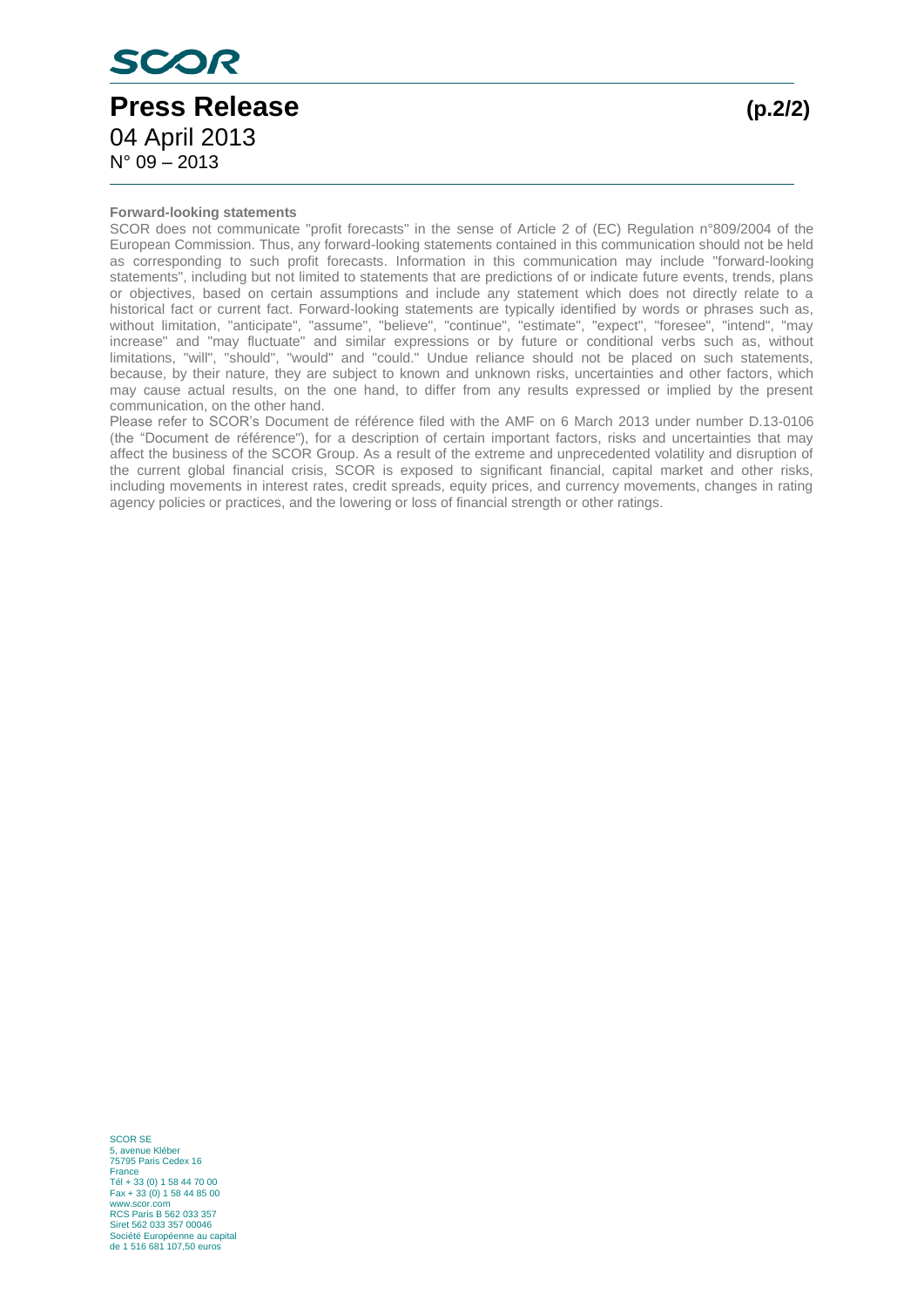**Forward-looking statements**

SCOR does not communicate "profit forecasts" in the sense of Article 2 of (EC) Regulation n°809/2004 of the European Commission. Thus, any forward-looking statements contained in this communication should not be held as corresponding to such profit forecasts. Information in this communication may include "forward-looking statements", including but not limited to statements that are predictions of or indicate future events, trends, plans or objectives, based on certain assumptions and include any statement which does not directly relate to a historical fact or current fact. Forward-looking statements are typically identified by words or phrases such as, without limitation, "anticipate", "assume", "believe", "continue", "estimate", "expect", "foresee", "intend", "may increase" and "may fluctuate" and similar expressions or by future or conditional verbs such as, without limitations, "will", "should", "would" and "could." Undue reliance should not be placed on such statements, because, by their nature, they are subject to known and unknown risks, uncertainties and other factors, which may cause actual results, on the one hand, to differ from any results expressed or implied by the present communication, on the other hand.

Please refer to SCOR's Document de référence filed with the AMF on 6 March 2013 under number D.13-0106 (the "Document de référence"), for a description of certain important factors, risks and uncertainties that may affect the business of the SCOR Group. As a result of the extreme and unprecedented volatility and disruption of the current global financial crisis, SCOR is exposed to significant financial, capital market and other risks, including movements in interest rates, credit spreads, equity prices, and currency movements, changes in rating agency policies or practices, and the lowering or loss of financial strength or other ratings.

SCOR SE
5, avenue Kléber
75795 Paris Cedex 16
France
Tél + 33 (0) 1 58 44 70 00
Fax + 33 (0) 1 58 44 85 00
www.scor.com
RCS Paris B 562 033 357
Siret 562 033 357 00046
Société Européenne au capital
de 1 516 681 107,50 euros